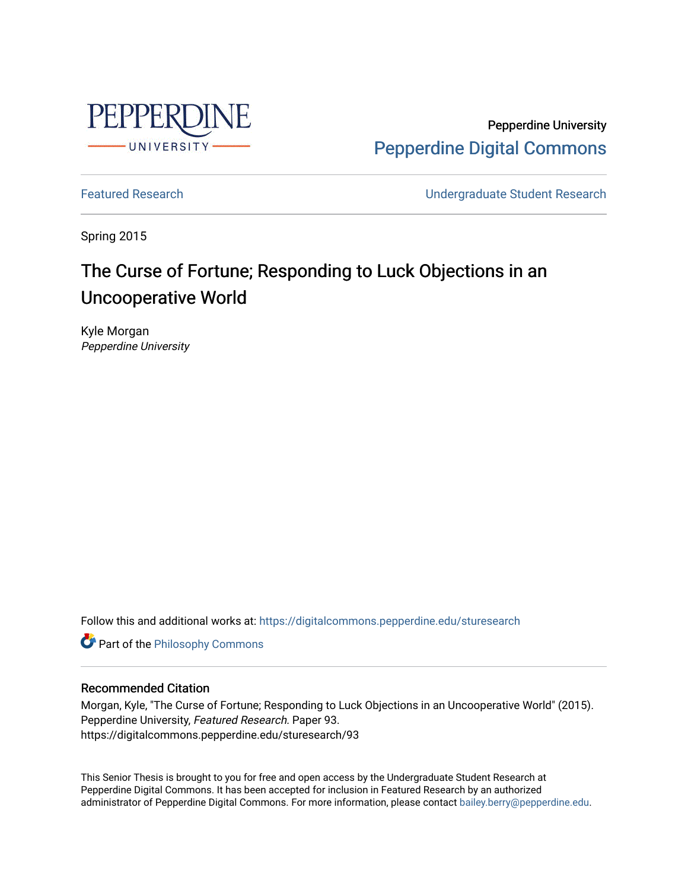Pepperdine University

Pepperdine Digital Commons

Featured Research

Undergraduate Student Research

Spring 2015

# The Curse of Fortune; Responding to Luck Objections in an Uncooperative World

Kyle Morgan
*Pepperdine University*

Follow this and additional works at: https://digitalcommons.pepperdine.edu/sturesearch

Part of the Philosophy Commons

## Recommended Citation

Morgan, Kyle, "The Curse of Fortune; Responding to Luck Objections in an Uncooperative World" (2015). Pepperdine University, *Featured Research.* Paper 93.
https://digitalcommons.pepperdine.edu/sturesearch/93

This Senior Thesis is brought to you for free and open access by the Undergraduate Student Research at Pepperdine Digital Commons. It has been accepted for inclusion in Featured Research by an authorized administrator of Pepperdine Digital Commons. For more information, please contact bailey.berry@pepperdine.edu.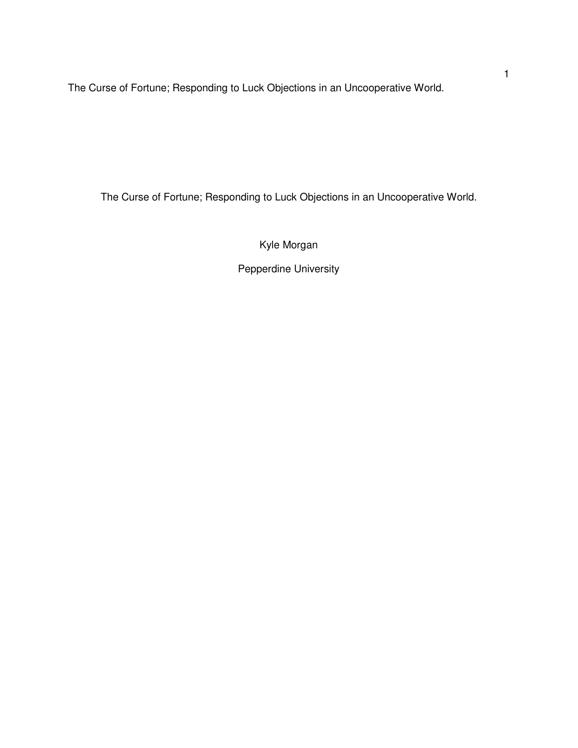# The Curse of Fortune; Responding to Luck Objections in an Uncooperative World.

Kyle Morgan

Pepperdine University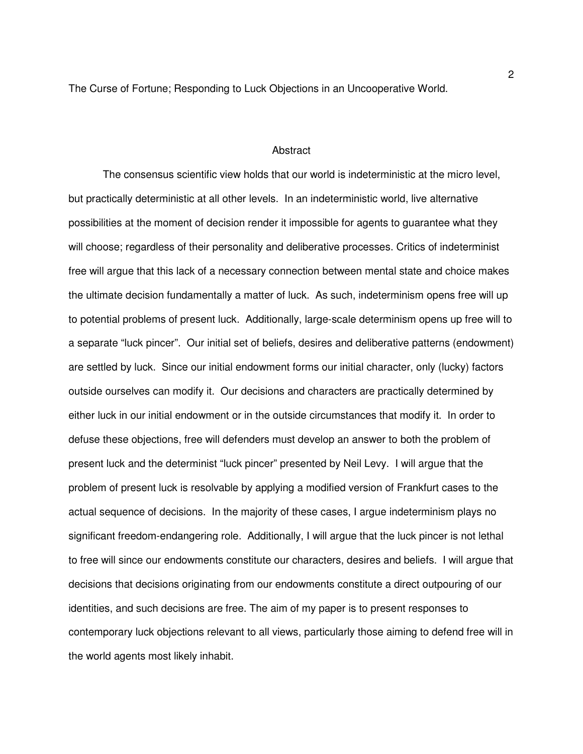The Curse of Fortune; Responding to Luck Objections in an Uncooperative World.

## Abstract

The consensus scientific view holds that our world is indeterministic at the micro level, but practically deterministic at all other levels. In an indeterministic world, live alternative possibilities at the moment of decision render it impossible for agents to guarantee what they will choose; regardless of their personality and deliberative processes. Critics of indeterminist free will argue that this lack of a necessary connection between mental state and choice makes the ultimate decision fundamentally a matter of luck. As such, indeterminism opens free will up to potential problems of present luck. Additionally, large-scale determinism opens up free will to a separate "luck pincer". Our initial set of beliefs, desires and deliberative patterns (endowment) are settled by luck. Since our initial endowment forms our initial character, only (lucky) factors outside ourselves can modify it. Our decisions and characters are practically determined by either luck in our initial endowment or in the outside circumstances that modify it. In order to defuse these objections, free will defenders must develop an answer to both the problem of present luck and the determinist "luck pincer" presented by Neil Levy. I will argue that the problem of present luck is resolvable by applying a modified version of Frankfurt cases to the actual sequence of decisions. In the majority of these cases, I argue indeterminism plays no significant freedom-endangering role. Additionally, I will argue that the luck pincer is not lethal to free will since our endowments constitute our characters, desires and beliefs. I will argue that decisions that decisions originating from our endowments constitute a direct outpouring of our identities, and such decisions are free. The aim of my paper is to present responses to contemporary luck objections relevant to all views, particularly those aiming to defend free will in the world agents most likely inhabit.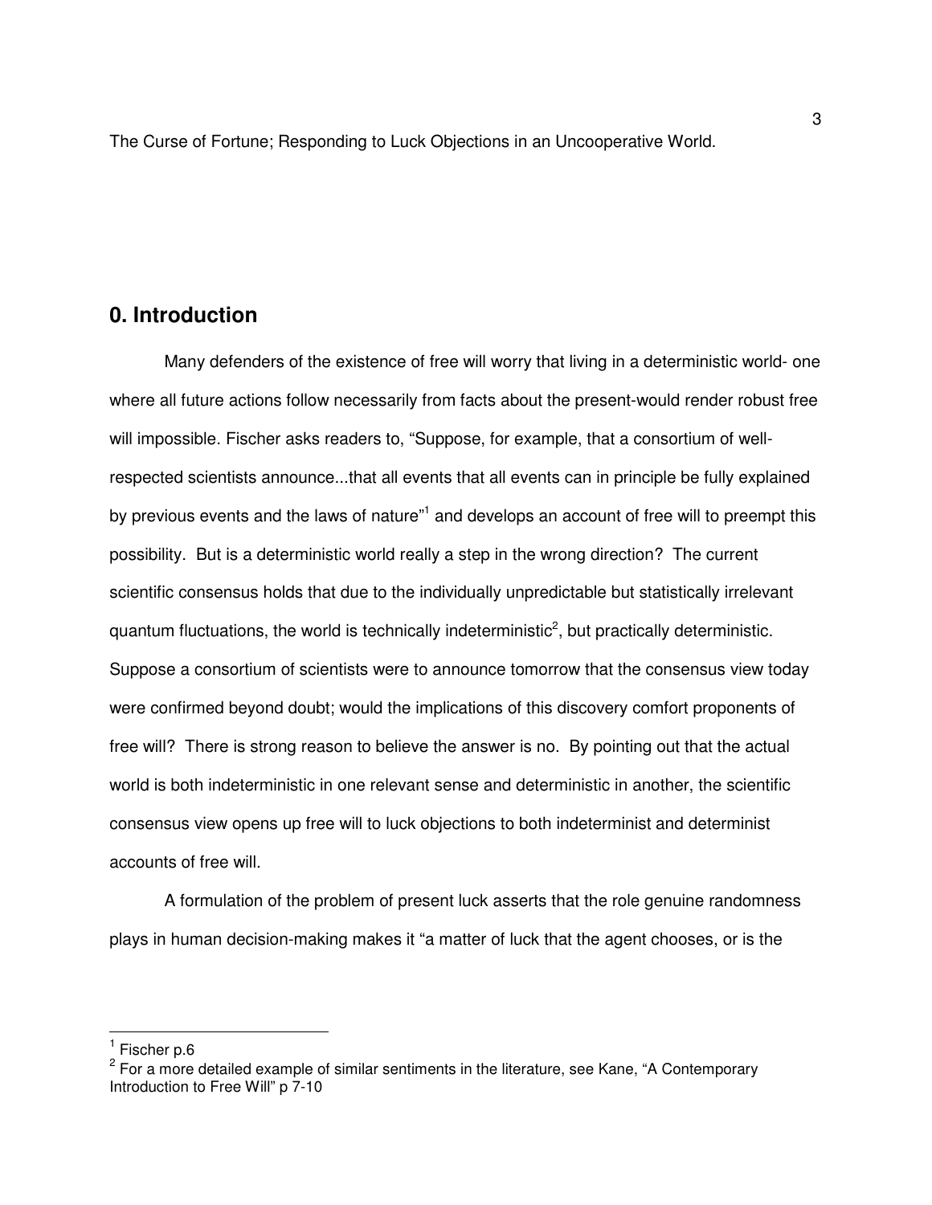The Curse of Fortune; Responding to Luck Objections in an Uncooperative World.

## 0. Introduction

Many defenders of the existence of free will worry that living in a deterministic world- one where all future actions follow necessarily from facts about the present-would render robust free will impossible. Fischer asks readers to, "Suppose, for example, that a consortium of well-respected scientists announce...that all events that all events can in principle be fully explained by previous events and the laws of nature"[1] and develops an account of free will to preempt this possibility. But is a deterministic world really a step in the wrong direction? The current scientific consensus holds that due to the individually unpredictable but statistically irrelevant quantum fluctuations, the world is technically indeterministic[2], but practically deterministic. Suppose a consortium of scientists were to announce tomorrow that the consensus view today were confirmed beyond doubt; would the implications of this discovery comfort proponents of free will? There is strong reason to believe the answer is no. By pointing out that the actual world is both indeterministic in one relevant sense and deterministic in another, the scientific consensus view opens up free will to luck objections to both indeterminist and determinist accounts of free will.

A formulation of the problem of present luck asserts that the role genuine randomness plays in human decision-making makes it "a matter of luck that the agent chooses, or is the

[1] Fischer p.6

[2] For a more detailed example of similar sentiments in the literature, see Kane, "A Contemporary Introduction to Free Will" p 7-10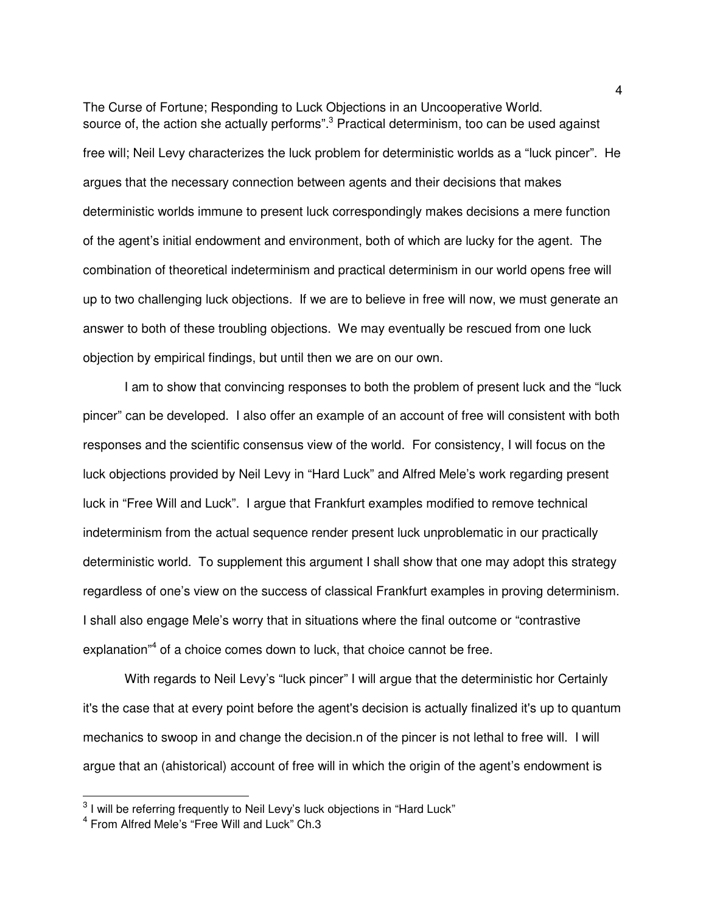source of, the action she actually performs".[3] Practical determinism, too can be used against free will; Neil Levy characterizes the luck problem for deterministic worlds as a "luck pincer". He argues that the necessary connection between agents and their decisions that makes deterministic worlds immune to present luck correspondingly makes decisions a mere function of the agent's initial endowment and environment, both of which are lucky for the agent. The combination of theoretical indeterminism and practical determinism in our world opens free will up to two challenging luck objections. If we are to believe in free will now, we must generate an answer to both of these troubling objections. We may eventually be rescued from one luck objection by empirical findings, but until then we are on our own.

I am to show that convincing responses to both the problem of present luck and the "luck pincer" can be developed. I also offer an example of an account of free will consistent with both responses and the scientific consensus view of the world. For consistency, I will focus on the luck objections provided by Neil Levy in "Hard Luck" and Alfred Mele's work regarding present luck in "Free Will and Luck". I argue that Frankfurt examples modified to remove technical indeterminism from the actual sequence render present luck unproblematic in our practically deterministic world. To supplement this argument I shall show that one may adopt this strategy regardless of one's view on the success of classical Frankfurt examples in proving determinism. I shall also engage Mele's worry that in situations where the final outcome or "contrastive explanation"[4] of a choice comes down to luck, that choice cannot be free.

With regards to Neil Levy's "luck pincer" I will argue that the deterministic hor Certainly it's the case that at every point before the agent's decision is actually finalized it's up to quantum mechanics to swoop in and change the decision.n of the pincer is not lethal to free will. I will argue that an (ahistorical) account of free will in which the origin of the agent's endowment is

[3] I will be referring frequently to Neil Levy's luck objections in "Hard Luck"

[4] From Alfred Mele's "Free Will and Luck" Ch.3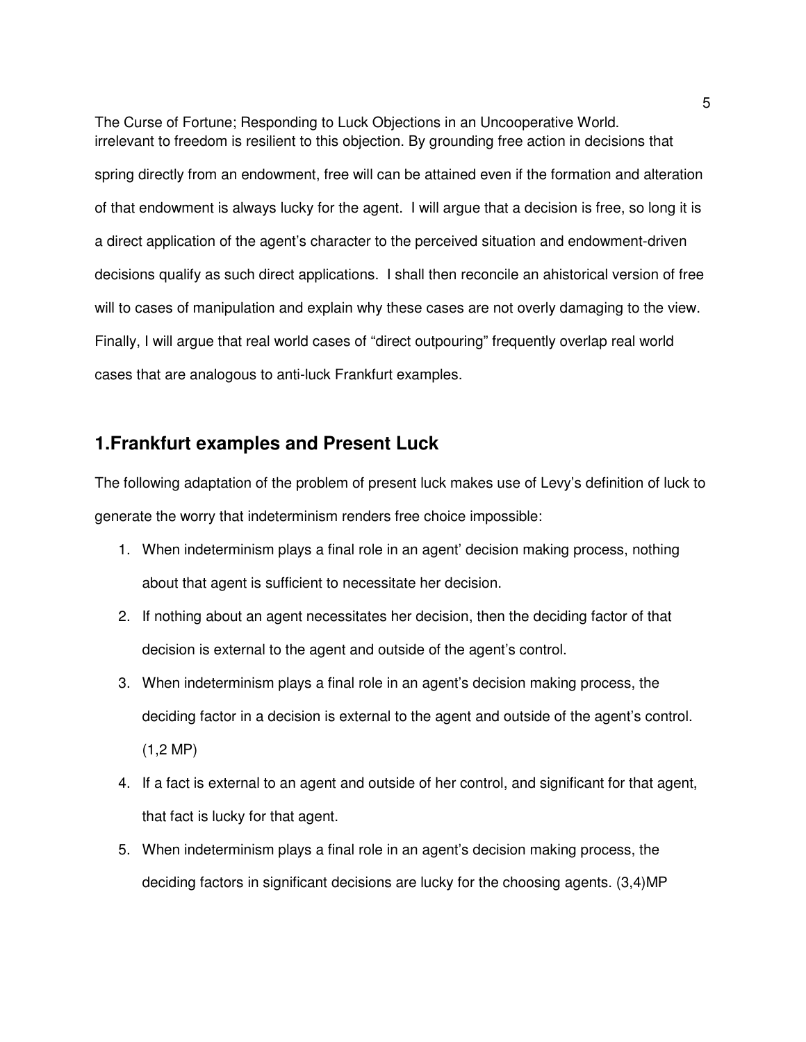irrelevant to freedom is resilient to this objection. By grounding free action in decisions that spring directly from an endowment, free will can be attained even if the formation and alteration of that endowment is always lucky for the agent. I will argue that a decision is free, so long it is a direct application of the agent's character to the perceived situation and endowment-driven decisions qualify as such direct applications. I shall then reconcile an ahistorical version of free will to cases of manipulation and explain why these cases are not overly damaging to the view. Finally, I will argue that real world cases of "direct outpouring" frequently overlap real world cases that are analogous to anti-luck Frankfurt examples.

## 1.Frankfurt examples and Present Luck

The following adaptation of the problem of present luck makes use of Levy's definition of luck to generate the worry that indeterminism renders free choice impossible:

1. When indeterminism plays a final role in an agent' decision making process, nothing about that agent is sufficient to necessitate her decision.
2. If nothing about an agent necessitates her decision, then the deciding factor of that decision is external to the agent and outside of the agent's control.
3. When indeterminism plays a final role in an agent's decision making process, the deciding factor in a decision is external to the agent and outside of the agent's control. (1,2 MP)
4. If a fact is external to an agent and outside of her control, and significant for that agent, that fact is lucky for that agent.
5. When indeterminism plays a final role in an agent's decision making process, the deciding factors in significant decisions are lucky for the choosing agents. (3,4)MP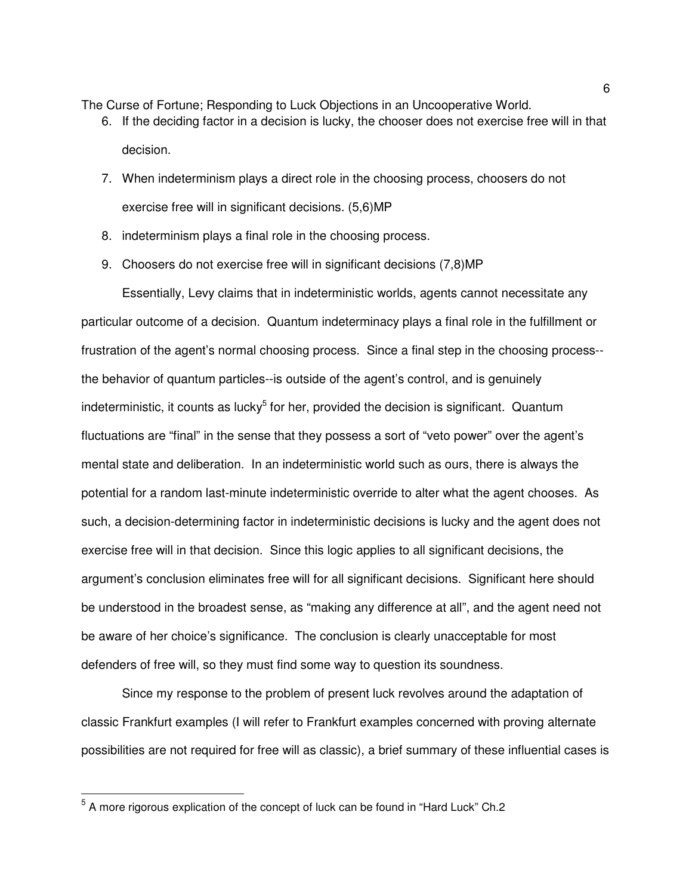6. If the deciding factor in a decision is lucky, the chooser does not exercise free will in that decision.
7. When indeterminism plays a direct role in the choosing process, choosers do not exercise free will in significant decisions. (5,6)MP
8. indeterminism plays a final role in the choosing process.
9. Choosers do not exercise free will in significant decisions (7,8)MP

Essentially, Levy claims that in indeterministic worlds, agents cannot necessitate any particular outcome of a decision. Quantum indeterminacy plays a final role in the fulfillment or frustration of the agent's normal choosing process. Since a final step in the choosing process--the behavior of quantum particles--is outside of the agent's control, and is genuinely indeterministic, it counts as lucky[5] for her, provided the decision is significant. Quantum fluctuations are "final" in the sense that they possess a sort of "veto power" over the agent's mental state and deliberation. In an indeterministic world such as ours, there is always the potential for a random last-minute indeterministic override to alter what the agent chooses. As such, a decision-determining factor in indeterministic decisions is lucky and the agent does not exercise free will in that decision. Since this logic applies to all significant decisions, the argument's conclusion eliminates free will for all significant decisions. Significant here should be understood in the broadest sense, as "making any difference at all", and the agent need not be aware of her choice's significance. The conclusion is clearly unacceptable for most defenders of free will, so they must find some way to question its soundness.

Since my response to the problem of present luck revolves around the adaptation of classic Frankfurt examples (I will refer to Frankfurt examples concerned with proving alternate possibilities are not required for free will as classic), a brief summary of these influential cases is

[5] A more rigorous explication of the concept of luck can be found in "Hard Luck" Ch.2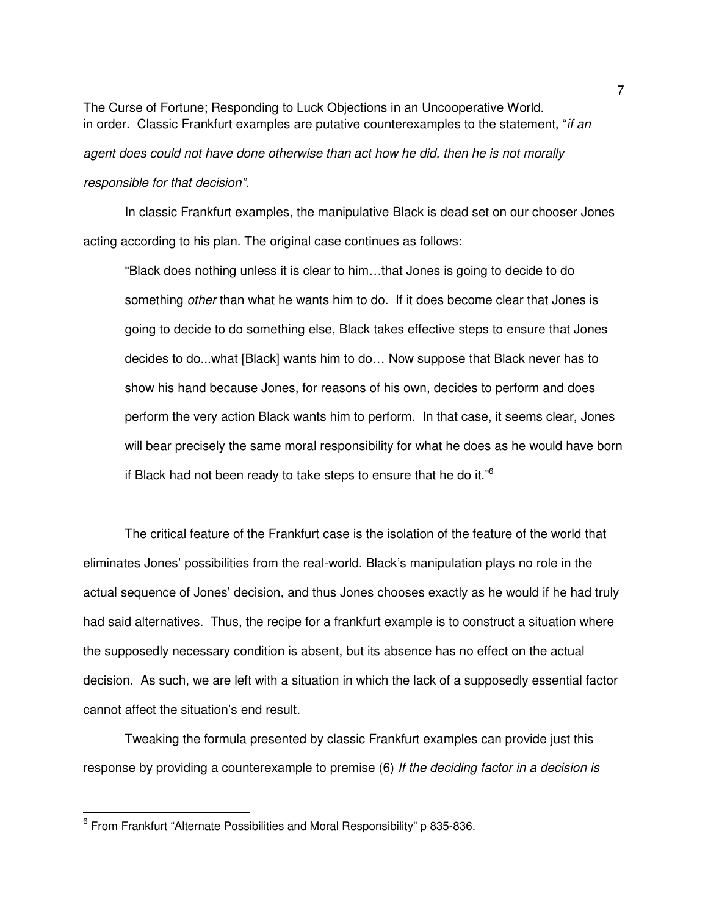in order. Classic Frankfurt examples are putative counterexamples to the statement, "*if an agent does could not have done otherwise than act how he did, then he is not morally responsible for that decision"*.

In classic Frankfurt examples, the manipulative Black is dead set on our chooser Jones acting according to his plan. The original case continues as follows:

> "Black does nothing unless it is clear to him…that Jones is going to decide to do something *other* than what he wants him to do. If it does become clear that Jones is going to decide to do something else, Black takes effective steps to ensure that Jones decides to do...what [Black] wants him to do… Now suppose that Black never has to show his hand because Jones, for reasons of his own, decides to perform and does perform the very action Black wants him to perform. In that case, it seems clear, Jones will bear precisely the same moral responsibility for what he does as he would have born if Black had not been ready to take steps to ensure that he do it."[6]

The critical feature of the Frankfurt case is the isolation of the feature of the world that eliminates Jones' possibilities from the real-world. Black's manipulation plays no role in the actual sequence of Jones' decision, and thus Jones chooses exactly as he would if he had truly had said alternatives. Thus, the recipe for a frankfurt example is to construct a situation where the supposedly necessary condition is absent, but its absence has no effect on the actual decision. As such, we are left with a situation in which the lack of a supposedly essential factor cannot affect the situation's end result.

Tweaking the formula presented by classic Frankfurt examples can provide just this response by providing a counterexample to premise (6) *If the deciding factor in a decision is*

[6] From Frankfurt "Alternate Possibilities and Moral Responsibility" p 835-836.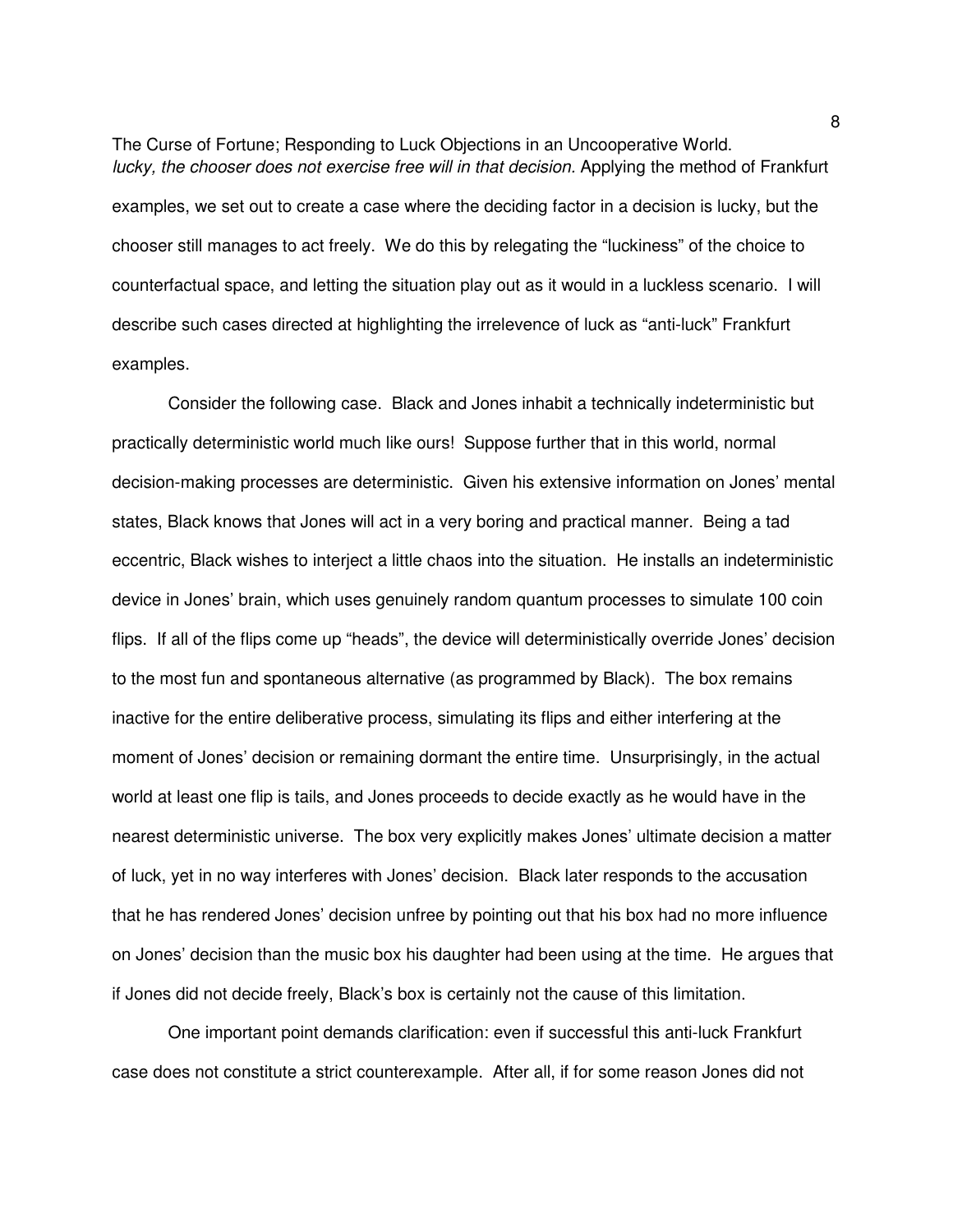*lucky, the chooser does not exercise free will in that decision.* Applying the method of Frankfurt examples, we set out to create a case where the deciding factor in a decision is lucky, but the chooser still manages to act freely. We do this by relegating the "luckiness" of the choice to counterfactual space, and letting the situation play out as it would in a luckless scenario. I will describe such cases directed at highlighting the irrelevence of luck as "anti-luck" Frankfurt examples.

Consider the following case. Black and Jones inhabit a technically indeterministic but practically deterministic world much like ours! Suppose further that in this world, normal decision-making processes are deterministic. Given his extensive information on Jones' mental states, Black knows that Jones will act in a very boring and practical manner. Being a tad eccentric, Black wishes to interject a little chaos into the situation. He installs an indeterministic device in Jones' brain, which uses genuinely random quantum processes to simulate 100 coin flips. If all of the flips come up "heads", the device will deterministically override Jones' decision to the most fun and spontaneous alternative (as programmed by Black). The box remains inactive for the entire deliberative process, simulating its flips and either interfering at the moment of Jones' decision or remaining dormant the entire time. Unsurprisingly, in the actual world at least one flip is tails, and Jones proceeds to decide exactly as he would have in the nearest deterministic universe. The box very explicitly makes Jones' ultimate decision a matter of luck, yet in no way interferes with Jones' decision. Black later responds to the accusation that he has rendered Jones' decision unfree by pointing out that his box had no more influence on Jones' decision than the music box his daughter had been using at the time. He argues that if Jones did not decide freely, Black's box is certainly not the cause of this limitation.

One important point demands clarification: even if successful this anti-luck Frankfurt case does not constitute a strict counterexample. After all, if for some reason Jones did not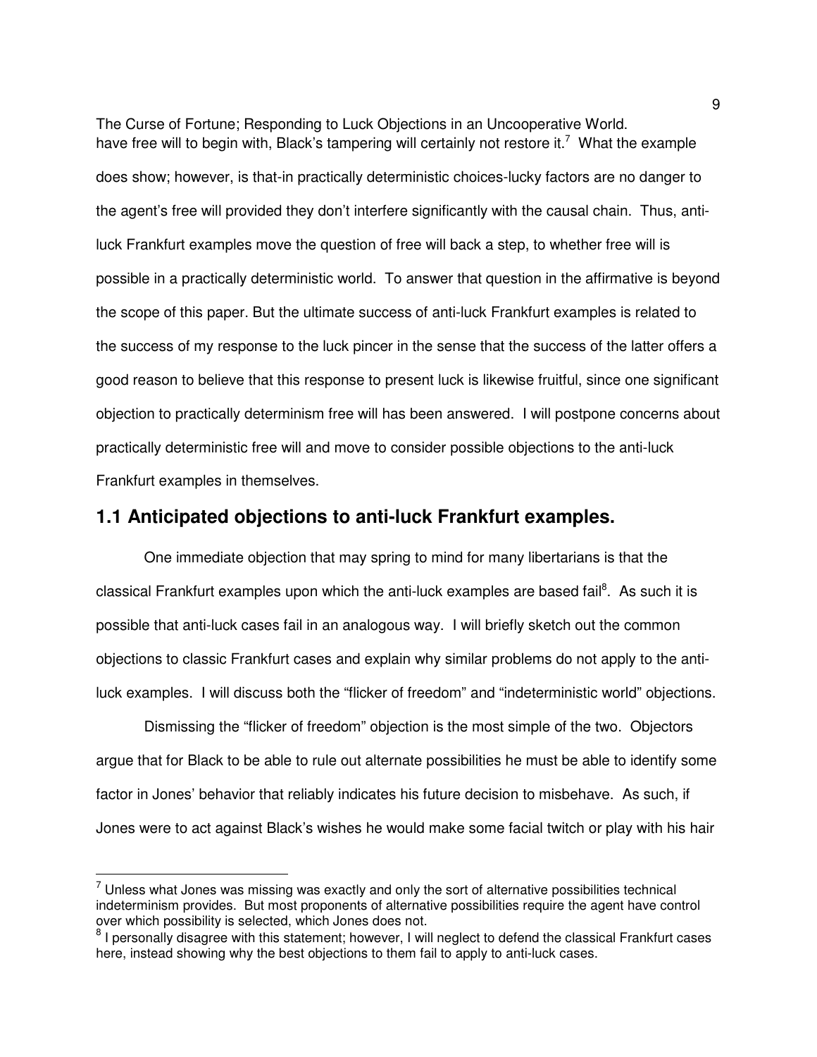have free will to begin with, Black's tampering will certainly not restore it.[7] What the example does show; however, is that-in practically deterministic choices-lucky factors are no danger to the agent's free will provided they don't interfere significantly with the causal chain. Thus, anti-luck Frankfurt examples move the question of free will back a step, to whether free will is possible in a practically deterministic world. To answer that question in the affirmative is beyond the scope of this paper. But the ultimate success of anti-luck Frankfurt examples is related to the success of my response to the luck pincer in the sense that the success of the latter offers a good reason to believe that this response to present luck is likewise fruitful, since one significant objection to practically determinism free will has been answered. I will postpone concerns about practically deterministic free will and move to consider possible objections to the anti-luck Frankfurt examples in themselves.

## 1.1 Anticipated objections to anti-luck Frankfurt examples.

One immediate objection that may spring to mind for many libertarians is that the classical Frankfurt examples upon which the anti-luck examples are based fail[8]. As such it is possible that anti-luck cases fail in an analogous way. I will briefly sketch out the common objections to classic Frankfurt cases and explain why similar problems do not apply to the anti-luck examples. I will discuss both the "flicker of freedom" and "indeterministic world" objections.

Dismissing the "flicker of freedom" objection is the most simple of the two. Objectors argue that for Black to be able to rule out alternate possibilities he must be able to identify some factor in Jones' behavior that reliably indicates his future decision to misbehave. As such, if Jones were to act against Black's wishes he would make some facial twitch or play with his hair

---

[7] Unless what Jones was missing was exactly and only the sort of alternative possibilities technical indeterminism provides. But most proponents of alternative possibilities require the agent have control over which possibility is selected, which Jones does not.

[8] I personally disagree with this statement; however, I will neglect to defend the classical Frankfurt cases here, instead showing why the best objections to them fail to apply to anti-luck cases.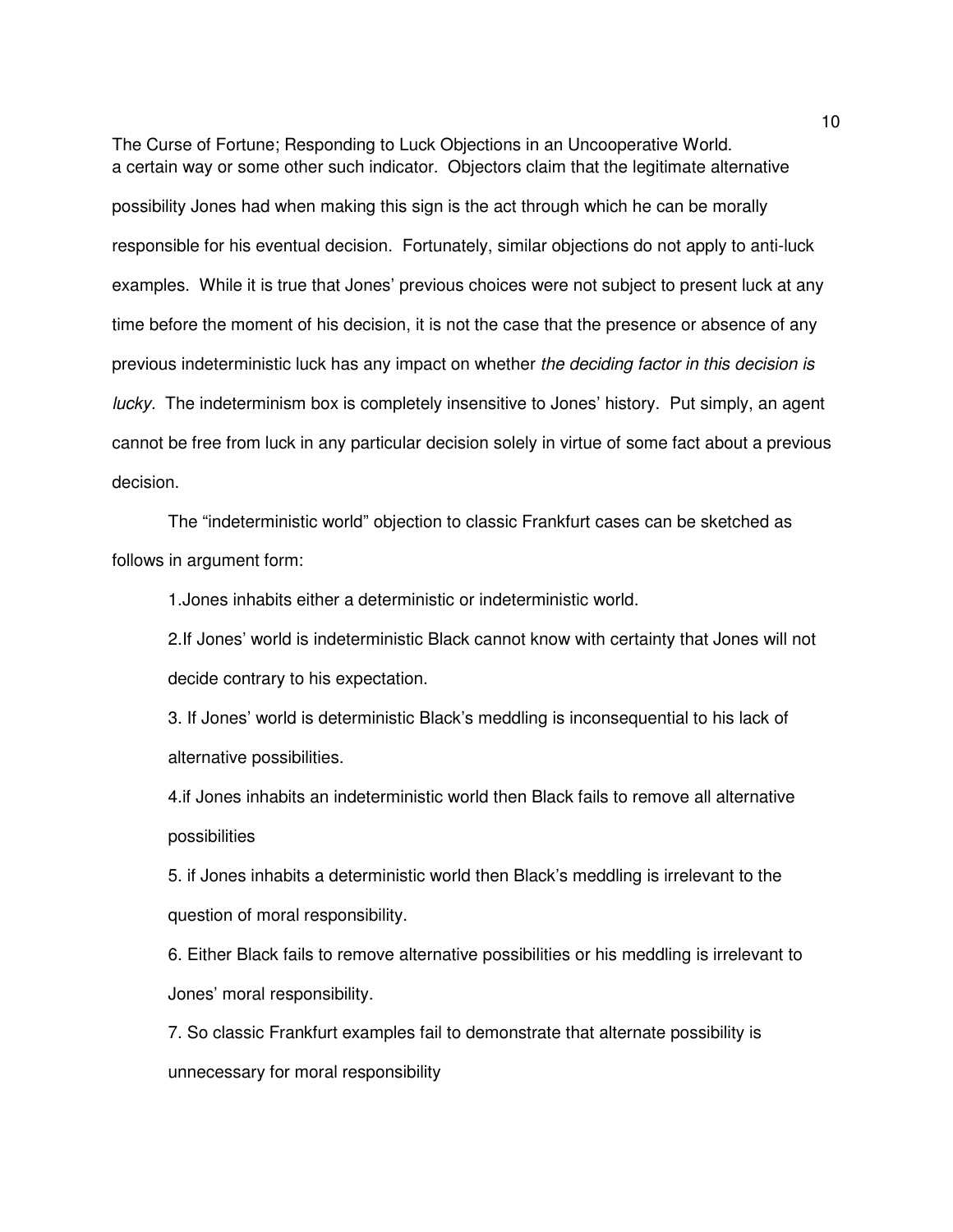a certain way or some other such indicator. Objectors claim that the legitimate alternative possibility Jones had when making this sign is the act through which he can be morally responsible for his eventual decision. Fortunately, similar objections do not apply to anti-luck examples. While it is true that Jones' previous choices were not subject to present luck at any time before the moment of his decision, it is not the case that the presence or absence of any previous indeterministic luck has any impact on whether *the deciding factor in this decision is lucky*. The indeterminism box is completely insensitive to Jones' history. Put simply, an agent cannot be free from luck in any particular decision solely in virtue of some fact about a previous decision.

The "indeterministic world" objection to classic Frankfurt cases can be sketched as follows in argument form:

1.Jones inhabits either a deterministic or indeterministic world.

2.If Jones' world is indeterministic Black cannot know with certainty that Jones will not decide contrary to his expectation.

3. If Jones' world is deterministic Black's meddling is inconsequential to his lack of alternative possibilities.

4.if Jones inhabits an indeterministic world then Black fails to remove all alternative possibilities

5. if Jones inhabits a deterministic world then Black's meddling is irrelevant to the question of moral responsibility.

6. Either Black fails to remove alternative possibilities or his meddling is irrelevant to Jones' moral responsibility.

7. So classic Frankfurt examples fail to demonstrate that alternate possibility is unnecessary for moral responsibility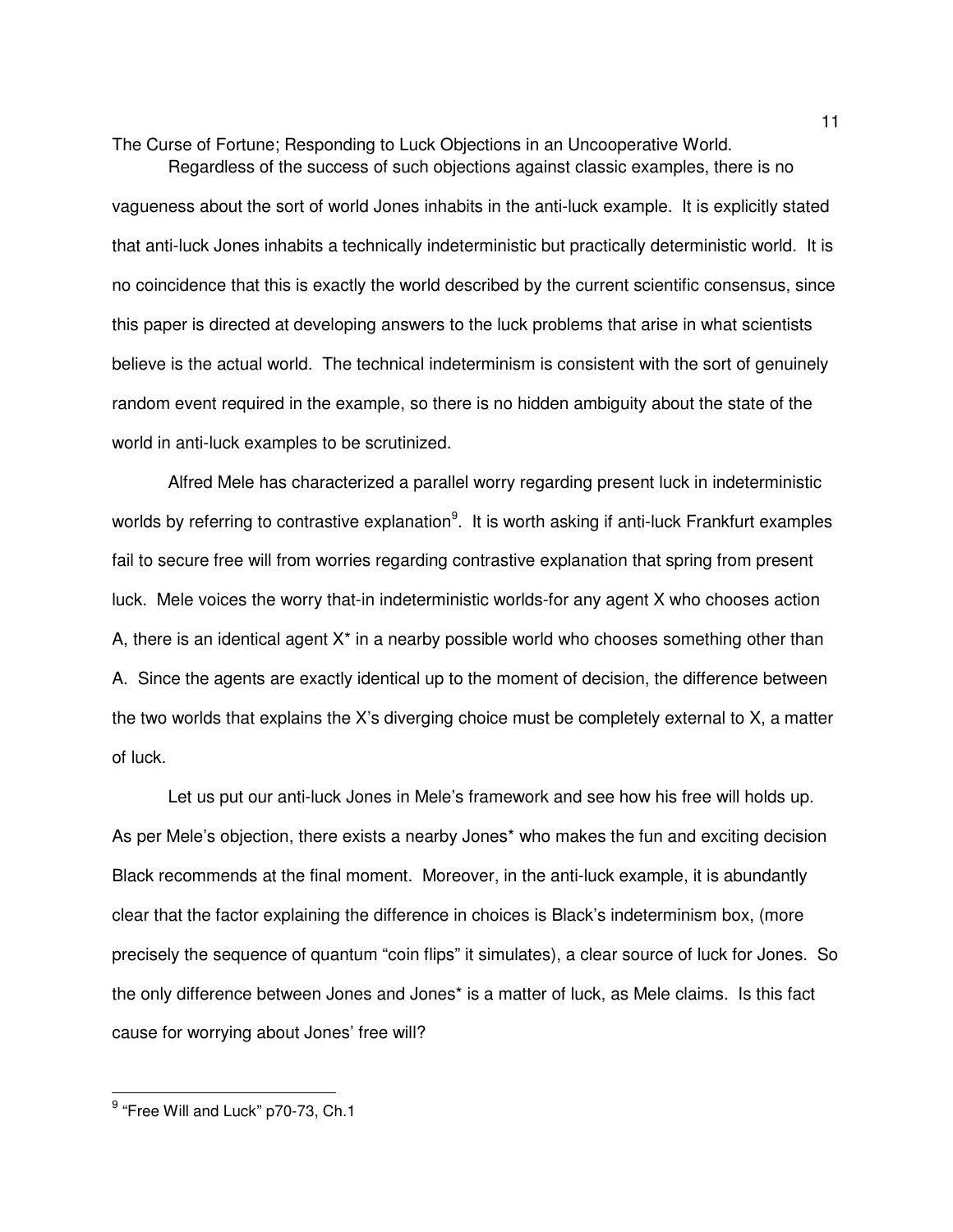The Curse of Fortune; Responding to Luck Objections in an Uncooperative World.

Regardless of the success of such objections against classic examples, there is no vagueness about the sort of world Jones inhabits in the anti-luck example. It is explicitly stated that anti-luck Jones inhabits a technically indeterministic but practically deterministic world. It is no coincidence that this is exactly the world described by the current scientific consensus, since this paper is directed at developing answers to the luck problems that arise in what scientists believe is the actual world. The technical indeterminism is consistent with the sort of genuinely random event required in the example, so there is no hidden ambiguity about the state of the world in anti-luck examples to be scrutinized.

Alfred Mele has characterized a parallel worry regarding present luck in indeterministic worlds by referring to contrastive explanation[9]. It is worth asking if anti-luck Frankfurt examples fail to secure free will from worries regarding contrastive explanation that spring from present luck. Mele voices the worry that-in indeterministic worlds-for any agent X who chooses action A, there is an identical agent X* in a nearby possible world who chooses something other than A. Since the agents are exactly identical up to the moment of decision, the difference between the two worlds that explains the X's diverging choice must be completely external to X, a matter of luck.

Let us put our anti-luck Jones in Mele's framework and see how his free will holds up. As per Mele's objection, there exists a nearby Jones* who makes the fun and exciting decision Black recommends at the final moment. Moreover, in the anti-luck example, it is abundantly clear that the factor explaining the difference in choices is Black's indeterminism box, (more precisely the sequence of quantum "coin flips" it simulates), a clear source of luck for Jones. So the only difference between Jones and Jones* is a matter of luck, as Mele claims. Is this fact cause for worrying about Jones' free will?

[9] "Free Will and Luck" p70-73, Ch.1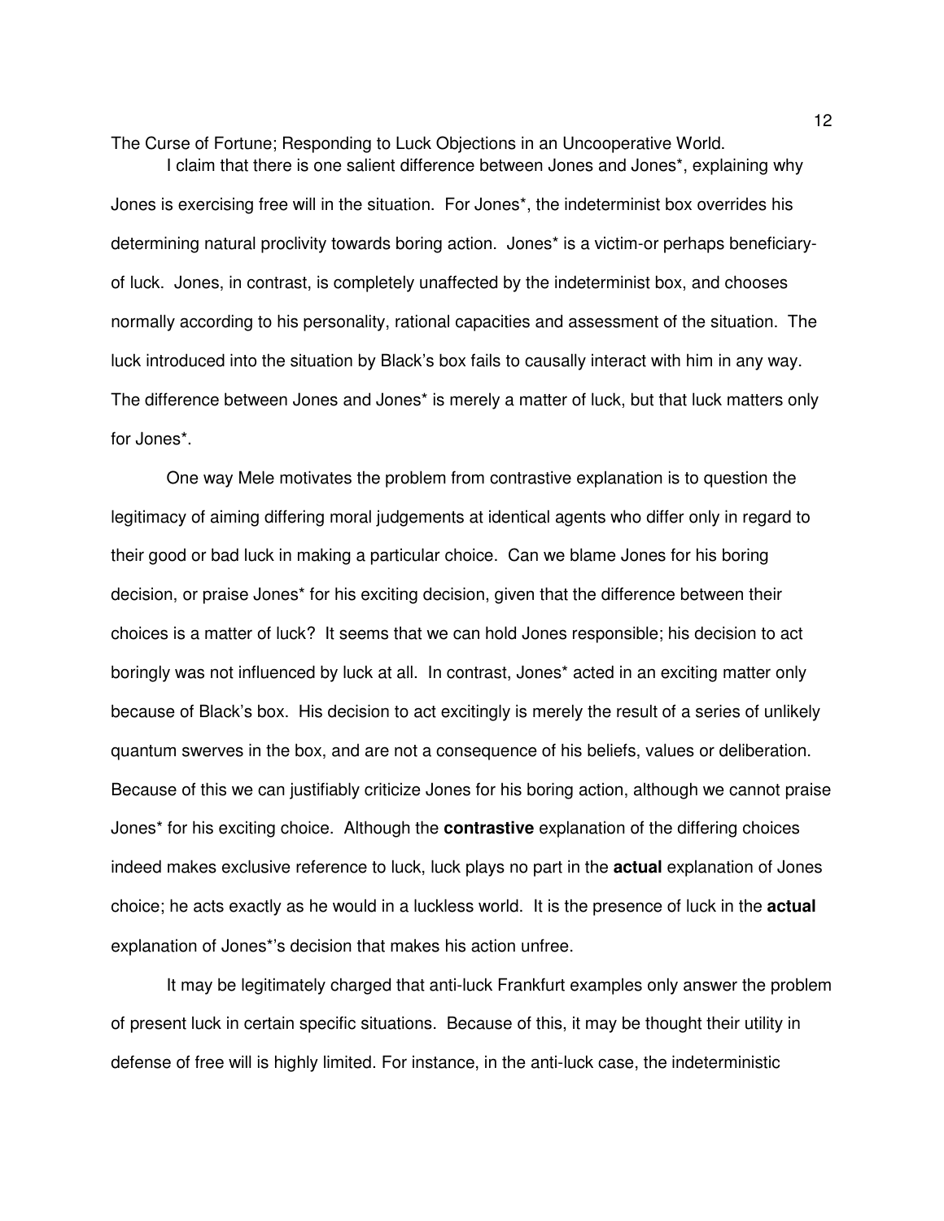I claim that there is one salient difference between Jones and Jones*, explaining why Jones is exercising free will in the situation. For Jones*, the indeterminist box overrides his determining natural proclivity towards boring action. Jones* is a victim-or perhaps beneficiary-of luck. Jones, in contrast, is completely unaffected by the indeterminist box, and chooses normally according to his personality, rational capacities and assessment of the situation. The luck introduced into the situation by Black's box fails to causally interact with him in any way. The difference between Jones and Jones* is merely a matter of luck, but that luck matters only for Jones*.

One way Mele motivates the problem from contrastive explanation is to question the legitimacy of aiming differing moral judgements at identical agents who differ only in regard to their good or bad luck in making a particular choice. Can we blame Jones for his boring decision, or praise Jones* for his exciting decision, given that the difference between their choices is a matter of luck? It seems that we can hold Jones responsible; his decision to act boringly was not influenced by luck at all. In contrast, Jones* acted in an exciting matter only because of Black's box. His decision to act excitingly is merely the result of a series of unlikely quantum swerves in the box, and are not a consequence of his beliefs, values or deliberation. Because of this we can justifiably criticize Jones for his boring action, although we cannot praise Jones* for his exciting choice. Although the **contrastive** explanation of the differing choices indeed makes exclusive reference to luck, luck plays no part in the **actual** explanation of Jones choice; he acts exactly as he would in a luckless world. It is the presence of luck in the **actual** explanation of Jones*'s decision that makes his action unfree.

It may be legitimately charged that anti-luck Frankfurt examples only answer the problem of present luck in certain specific situations. Because of this, it may be thought their utility in defense of free will is highly limited. For instance, in the anti-luck case, the indeterministic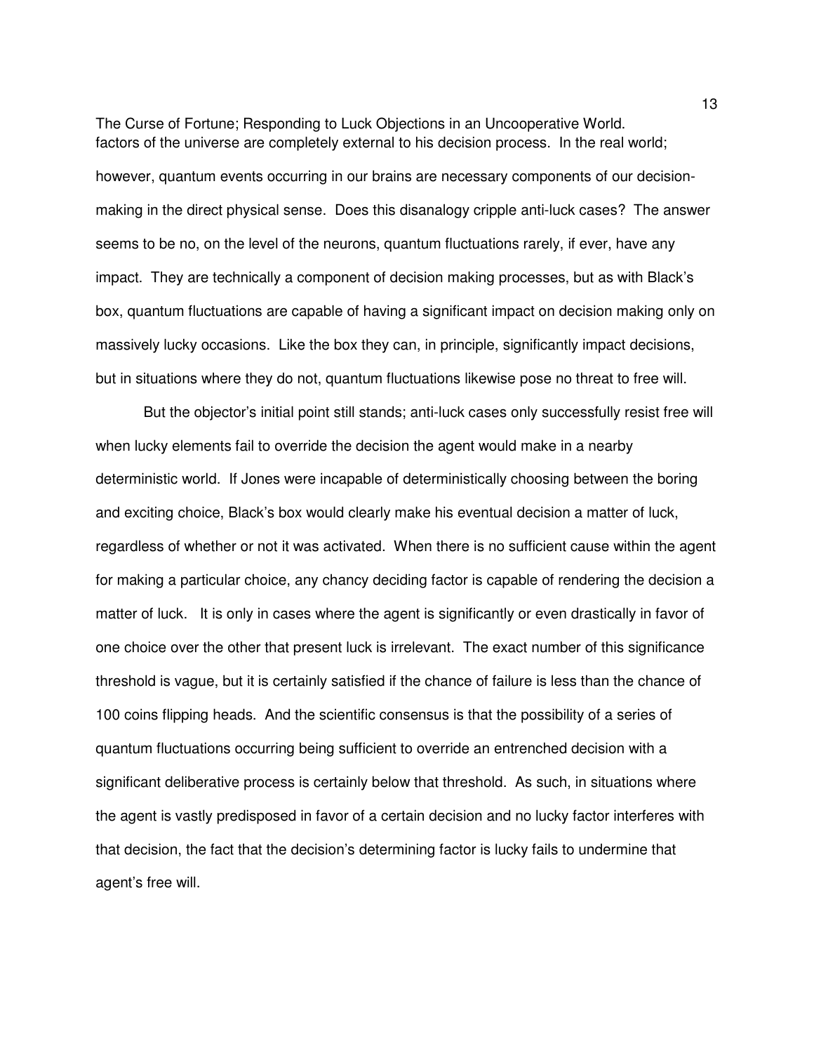factors of the universe are completely external to his decision process. In the real world; however, quantum events occurring in our brains are necessary components of our decision-making in the direct physical sense. Does this disanalogy cripple anti-luck cases? The answer seems to be no, on the level of the neurons, quantum fluctuations rarely, if ever, have any impact. They are technically a component of decision making processes, but as with Black's box, quantum fluctuations are capable of having a significant impact on decision making only on massively lucky occasions. Like the box they can, in principle, significantly impact decisions, but in situations where they do not, quantum fluctuations likewise pose no threat to free will.

But the objector's initial point still stands; anti-luck cases only successfully resist free will when lucky elements fail to override the decision the agent would make in a nearby deterministic world. If Jones were incapable of deterministically choosing between the boring and exciting choice, Black's box would clearly make his eventual decision a matter of luck, regardless of whether or not it was activated. When there is no sufficient cause within the agent for making a particular choice, any chancy deciding factor is capable of rendering the decision a matter of luck. It is only in cases where the agent is significantly or even drastically in favor of one choice over the other that present luck is irrelevant. The exact number of this significance threshold is vague, but it is certainly satisfied if the chance of failure is less than the chance of 100 coins flipping heads. And the scientific consensus is that the possibility of a series of quantum fluctuations occurring being sufficient to override an entrenched decision with a significant deliberative process is certainly below that threshold. As such, in situations where the agent is vastly predisposed in favor of a certain decision and no lucky factor interferes with that decision, the fact that the decision's determining factor is lucky fails to undermine that agent's free will.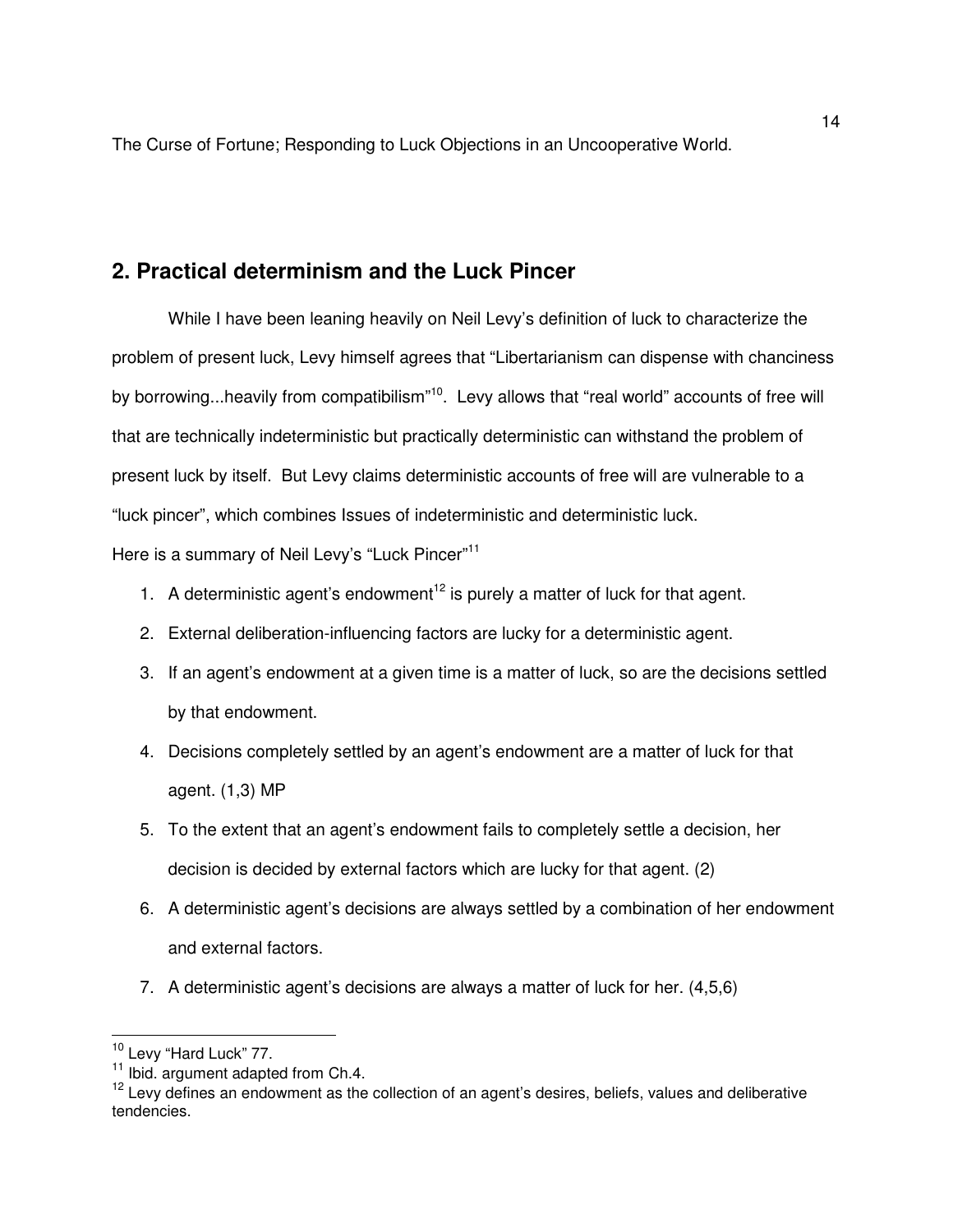## 2. Practical determinism and the Luck Pincer

While I have been leaning heavily on Neil Levy's definition of luck to characterize the problem of present luck, Levy himself agrees that "Libertarianism can dispense with chanciness by borrowing...heavily from compatibilism"[10]. Levy allows that "real world" accounts of free will that are technically indeterministic but practically deterministic can withstand the problem of present luck by itself. But Levy claims deterministic accounts of free will are vulnerable to a "luck pincer", which combines Issues of indeterministic and deterministic luck.

Here is a summary of Neil Levy's "Luck Pincer"[11]

1. A deterministic agent's endowment[12] is purely a matter of luck for that agent.
2. External deliberation-influencing factors are lucky for a deterministic agent.
3. If an agent's endowment at a given time is a matter of luck, so are the decisions settled by that endowment.
4. Decisions completely settled by an agent's endowment are a matter of luck for that agent. (1,3) MP
5. To the extent that an agent's endowment fails to completely settle a decision, her decision is decided by external factors which are lucky for that agent. (2)
6. A deterministic agent's decisions are always settled by a combination of her endowment and external factors.
7. A deterministic agent's decisions are always a matter of luck for her. (4,5,6)

---

[10] Levy "Hard Luck" 77.

[11] Ibid. argument adapted from Ch.4.

[12] Levy defines an endowment as the collection of an agent's desires, beliefs, values and deliberative tendencies.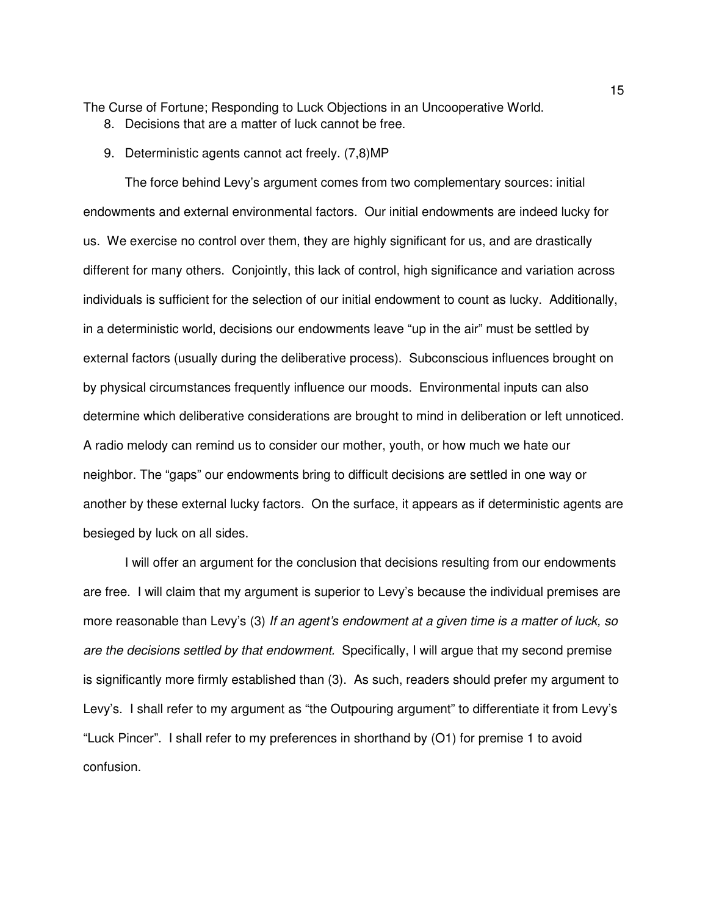8. Decisions that are a matter of luck cannot be free.
9. Deterministic agents cannot act freely. (7,8)MP

The force behind Levy's argument comes from two complementary sources: initial endowments and external environmental factors. Our initial endowments are indeed lucky for us. We exercise no control over them, they are highly significant for us, and are drastically different for many others. Conjointly, this lack of control, high significance and variation across individuals is sufficient for the selection of our initial endowment to count as lucky. Additionally, in a deterministic world, decisions our endowments leave "up in the air" must be settled by external factors (usually during the deliberative process). Subconscious influences brought on by physical circumstances frequently influence our moods. Environmental inputs can also determine which deliberative considerations are brought to mind in deliberation or left unnoticed. A radio melody can remind us to consider our mother, youth, or how much we hate our neighbor. The "gaps" our endowments bring to difficult decisions are settled in one way or another by these external lucky factors. On the surface, it appears as if deterministic agents are besieged by luck on all sides.

I will offer an argument for the conclusion that decisions resulting from our endowments are free. I will claim that my argument is superior to Levy's because the individual premises are more reasonable than Levy's (3) *If an agent's endowment at a given time is a matter of luck, so are the decisions settled by that endowment.* Specifically, I will argue that my second premise is significantly more firmly established than (3). As such, readers should prefer my argument to Levy's. I shall refer to my argument as "the Outpouring argument" to differentiate it from Levy's "Luck Pincer". I shall refer to my preferences in shorthand by (O1) for premise 1 to avoid confusion.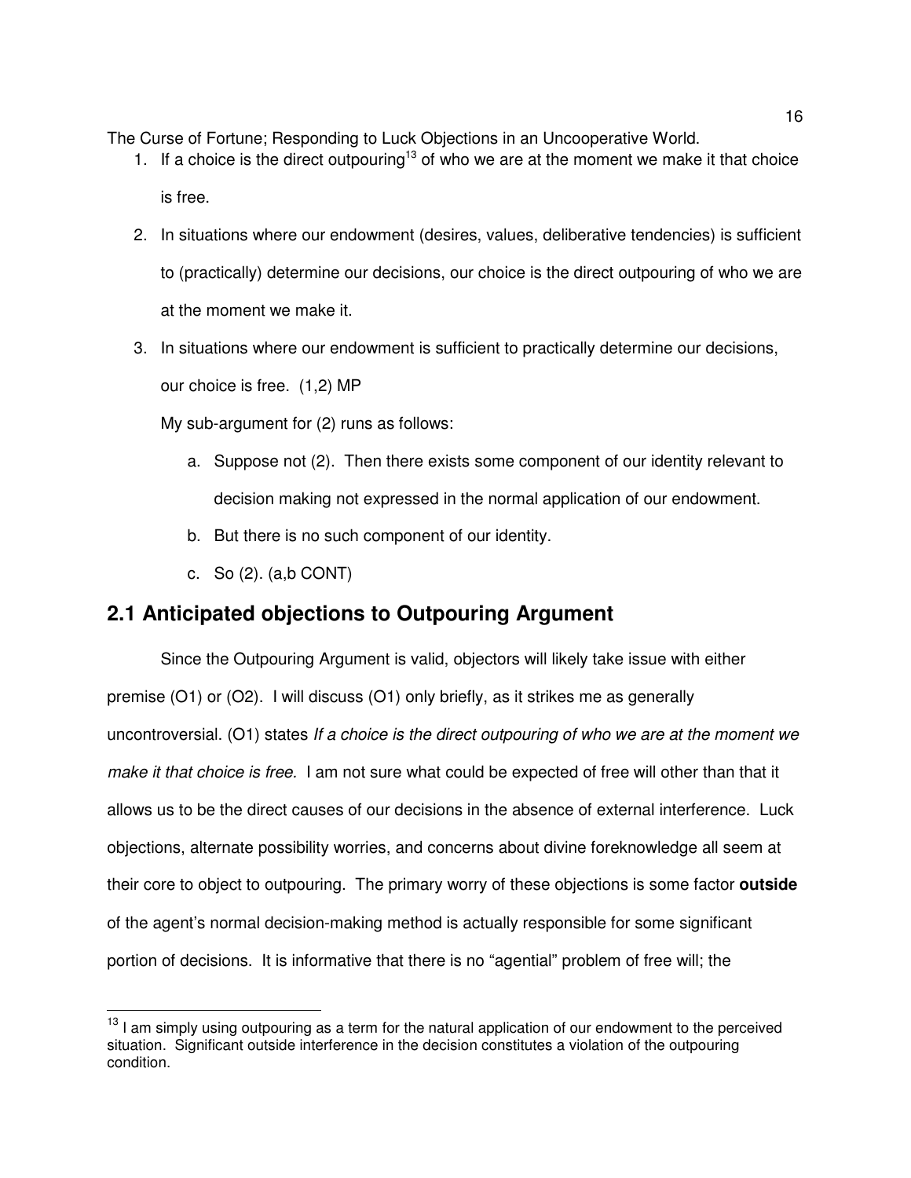The Curse of Fortune; Responding to Luck Objections in an Uncooperative World.

1. If a choice is the direct outpouring[13] of who we are at the moment we make it that choice is free.
2. In situations where our endowment (desires, values, deliberative tendencies) is sufficient to (practically) determine our decisions, our choice is the direct outpouring of who we are at the moment we make it.
3. In situations where our endowment is sufficient to practically determine our decisions, our choice is free. (1,2) MP

   My sub-argument for (2) runs as follows:

   a. Suppose not (2). Then there exists some component of our identity relevant to decision making not expressed in the normal application of our endowment.
   b. But there is no such component of our identity.
   c. So (2). (a,b CONT)

## 2.1 Anticipated objections to Outpouring Argument

Since the Outpouring Argument is valid, objectors will likely take issue with either premise (O1) or (O2). I will discuss (O1) only briefly, as it strikes me as generally uncontroversial. (O1) states *If a choice is the direct outpouring of who we are at the moment we make it that choice is free.* I am not sure what could be expected of free will other than that it allows us to be the direct causes of our decisions in the absence of external interference. Luck objections, alternate possibility worries, and concerns about divine foreknowledge all seem at their core to object to outpouring. The primary worry of these objections is some factor **outside** of the agent's normal decision-making method is actually responsible for some significant portion of decisions. It is informative that there is no "agential" problem of free will; the

[13] I am simply using outpouring as a term for the natural application of our endowment to the perceived situation. Significant outside interference in the decision constitutes a violation of the outpouring condition.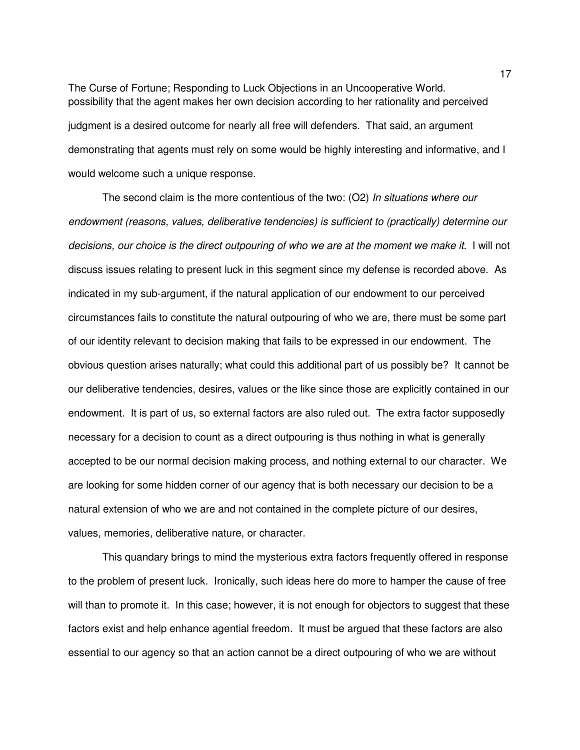possibility that the agent makes her own decision according to her rationality and perceived judgment is a desired outcome for nearly all free will defenders. That said, an argument demonstrating that agents must rely on some would be highly interesting and informative, and I would welcome such a unique response.

The second claim is the more contentious of the two: (O2) *In situations where our endowment (reasons, values, deliberative tendencies) is sufficient to (practically) determine our decisions, our choice is the direct outpouring of who we are at the moment we make it.* I will not discuss issues relating to present luck in this segment since my defense is recorded above. As indicated in my sub-argument, if the natural application of our endowment to our perceived circumstances fails to constitute the natural outpouring of who we are, there must be some part of our identity relevant to decision making that fails to be expressed in our endowment. The obvious question arises naturally; what could this additional part of us possibly be? It cannot be our deliberative tendencies, desires, values or the like since those are explicitly contained in our endowment. It is part of us, so external factors are also ruled out. The extra factor supposedly necessary for a decision to count as a direct outpouring is thus nothing in what is generally accepted to be our normal decision making process, and nothing external to our character. We are looking for some hidden corner of our agency that is both necessary our decision to be a natural extension of who we are and not contained in the complete picture of our desires, values, memories, deliberative nature, or character.

This quandary brings to mind the mysterious extra factors frequently offered in response to the problem of present luck. Ironically, such ideas here do more to hamper the cause of free will than to promote it. In this case; however, it is not enough for objectors to suggest that these factors exist and help enhance agential freedom. It must be argued that these factors are also essential to our agency so that an action cannot be a direct outpouring of who we are without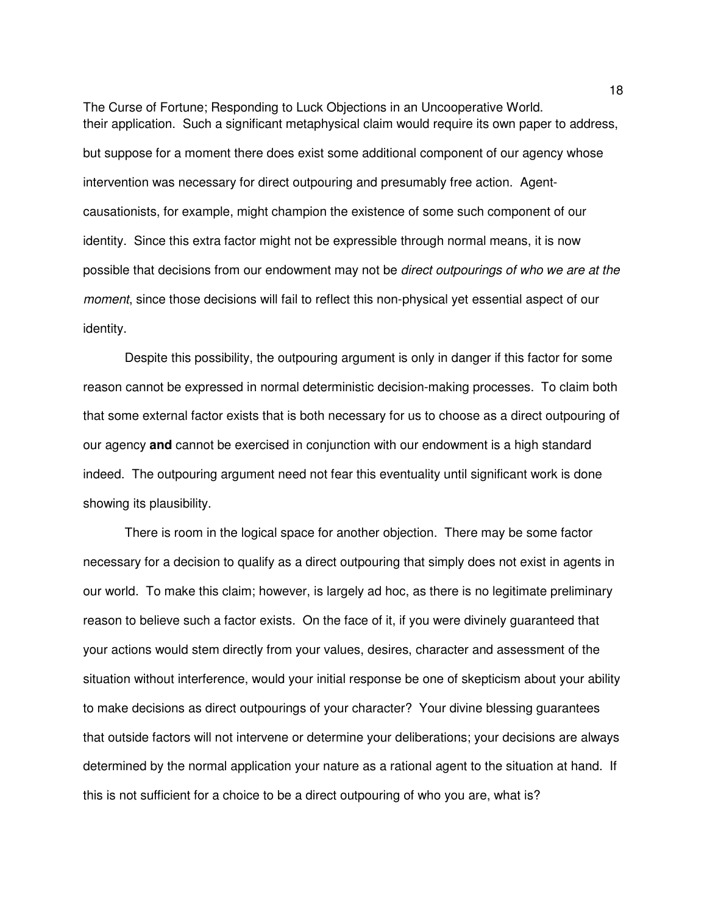their application. Such a significant metaphysical claim would require its own paper to address, but suppose for a moment there does exist some additional component of our agency whose intervention was necessary for direct outpouring and presumably free action. Agent-causationists, for example, might champion the existence of some such component of our identity. Since this extra factor might not be expressible through normal means, it is now possible that decisions from our endowment may not be *direct outpourings of who we are at the moment*, since those decisions will fail to reflect this non-physical yet essential aspect of our identity.

Despite this possibility, the outpouring argument is only in danger if this factor for some reason cannot be expressed in normal deterministic decision-making processes. To claim both that some external factor exists that is both necessary for us to choose as a direct outpouring of our agency **and** cannot be exercised in conjunction with our endowment is a high standard indeed. The outpouring argument need not fear this eventuality until significant work is done showing its plausibility.

There is room in the logical space for another objection. There may be some factor necessary for a decision to qualify as a direct outpouring that simply does not exist in agents in our world. To make this claim; however, is largely ad hoc, as there is no legitimate preliminary reason to believe such a factor exists. On the face of it, if you were divinely guaranteed that your actions would stem directly from your values, desires, character and assessment of the situation without interference, would your initial response be one of skepticism about your ability to make decisions as direct outpourings of your character? Your divine blessing guarantees that outside factors will not intervene or determine your deliberations; your decisions are always determined by the normal application your nature as a rational agent to the situation at hand. If this is not sufficient for a choice to be a direct outpouring of who you are, what is?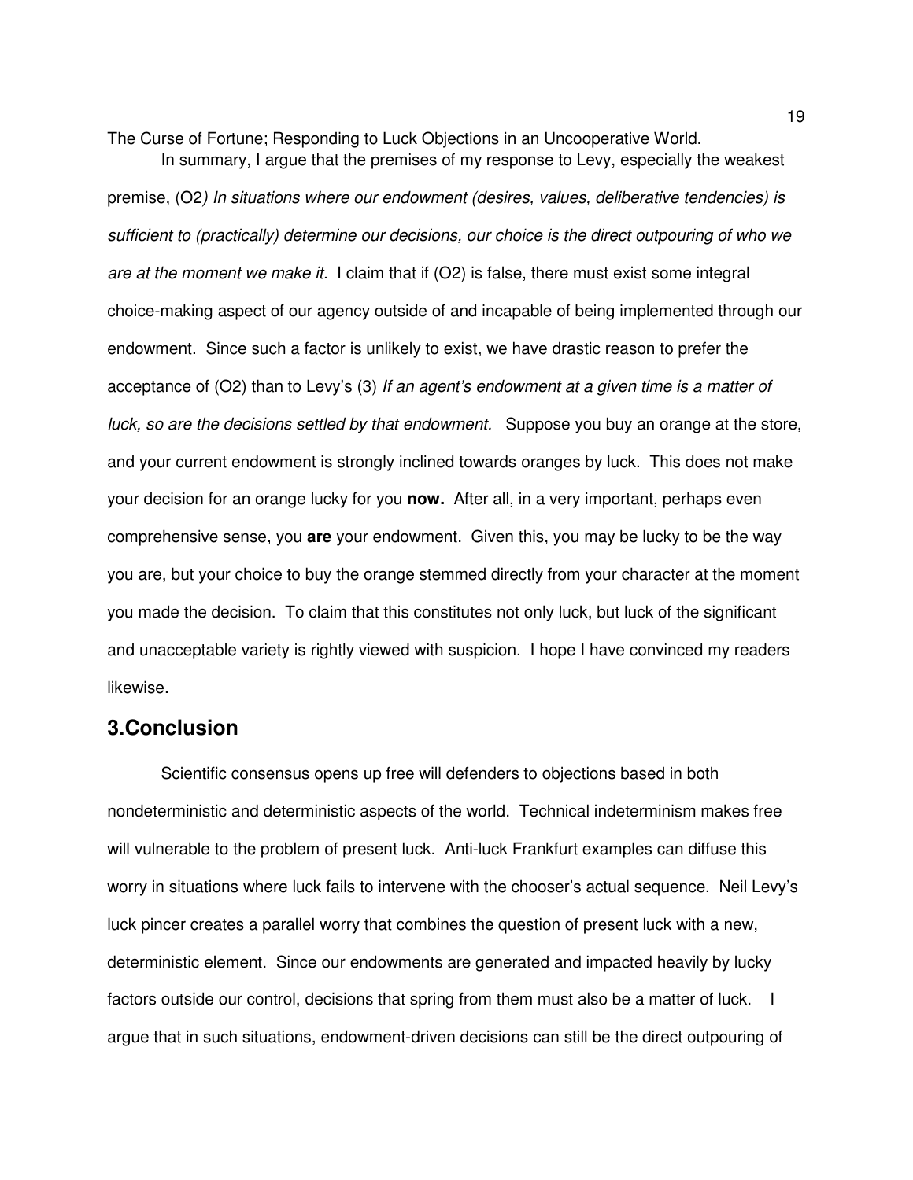The Curse of Fortune; Responding to Luck Objections in an Uncooperative World.

In summary, I argue that the premises of my response to Levy, especially the weakest premise, (O2*) In situations where our endowment (desires, values, deliberative tendencies) is sufficient to (practically) determine our decisions, our choice is the direct outpouring of who we are at the moment we make it.* I claim that if (O2) is false, there must exist some integral choice-making aspect of our agency outside of and incapable of being implemented through our endowment. Since such a factor is unlikely to exist, we have drastic reason to prefer the acceptance of (O2) than to Levy's (3) *If an agent's endowment at a given time is a matter of luck, so are the decisions settled by that endowment.* Suppose you buy an orange at the store, and your current endowment is strongly inclined towards oranges by luck. This does not make your decision for an orange lucky for you **now.** After all, in a very important, perhaps even comprehensive sense, you **are** your endowment. Given this, you may be lucky to be the way you are, but your choice to buy the orange stemmed directly from your character at the moment you made the decision. To claim that this constitutes not only luck, but luck of the significant and unacceptable variety is rightly viewed with suspicion. I hope I have convinced my readers likewise.

## 3.Conclusion

Scientific consensus opens up free will defenders to objections based in both nondeterministic and deterministic aspects of the world. Technical indeterminism makes free will vulnerable to the problem of present luck. Anti-luck Frankfurt examples can diffuse this worry in situations where luck fails to intervene with the chooser's actual sequence. Neil Levy's luck pincer creates a parallel worry that combines the question of present luck with a new, deterministic element. Since our endowments are generated and impacted heavily by lucky factors outside our control, decisions that spring from them must also be a matter of luck. I argue that in such situations, endowment-driven decisions can still be the direct outpouring of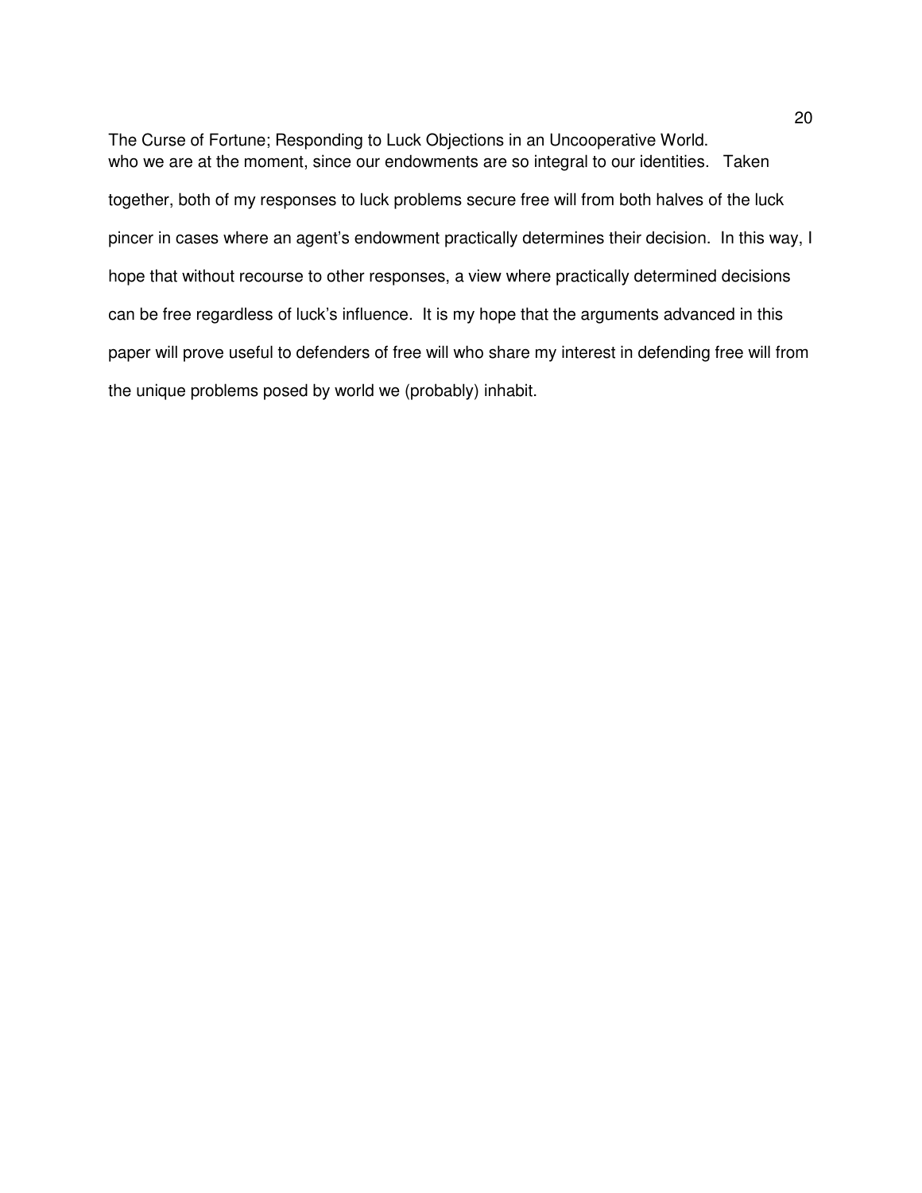who we are at the moment, since our endowments are so integral to our identities. Taken together, both of my responses to luck problems secure free will from both halves of the luck pincer in cases where an agent's endowment practically determines their decision. In this way, I hope that without recourse to other responses, a view where practically determined decisions can be free regardless of luck's influence. It is my hope that the arguments advanced in this paper will prove useful to defenders of free will who share my interest in defending free will from the unique problems posed by world we (probably) inhabit.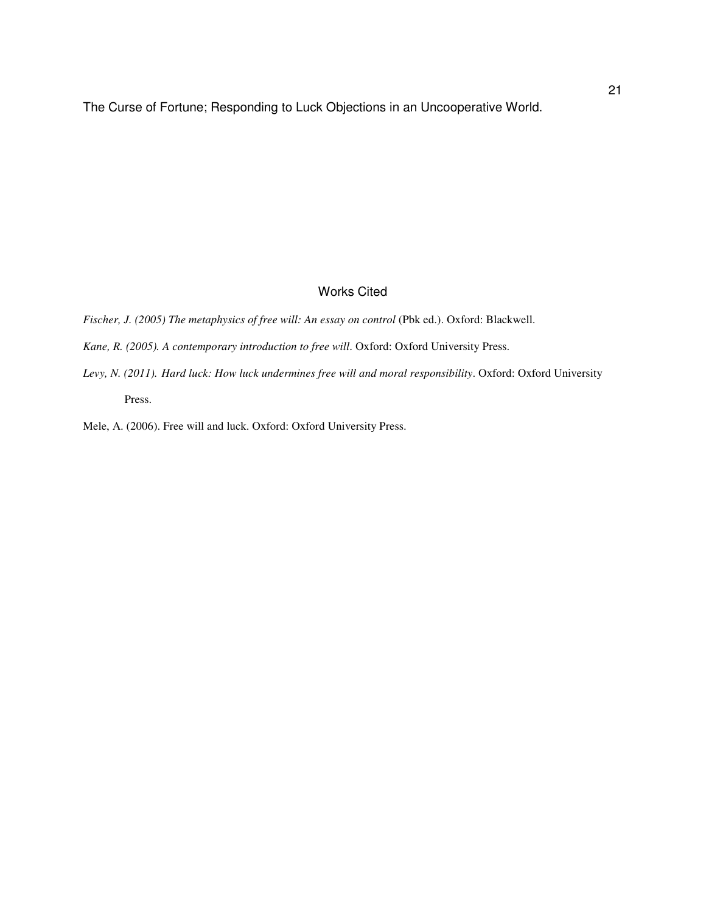## Works Cited

*Fischer, J. (2005) The metaphysics of free will: An essay on control* (Pbk ed.). Oxford: Blackwell.

*Kane, R. (2005). A contemporary introduction to free will*. Oxford: Oxford University Press.

*Levy, N. (2011). Hard luck: How luck undermines free will and moral responsibility*. Oxford: Oxford University Press.

Mele, A. (2006). Free will and luck. Oxford: Oxford University Press.